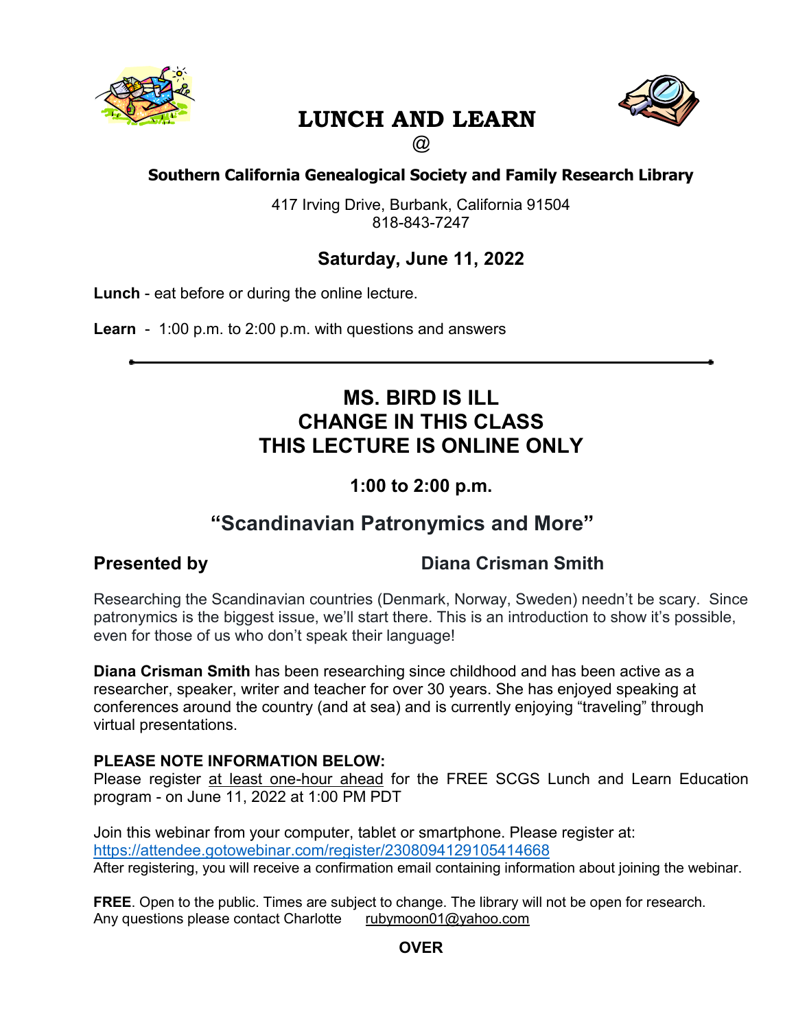# LUNCH AND LEARN

@

**Southern California Genealogical Society and Family Research Library**

417 Irving Drive, Burbank, California 91504
818-843-7247

## Saturday, June 11, 2022

**Lunch** - eat before or during the online lecture.

**Learn** - 1:00 p.m. to 2:00 p.m. with questions and answers

---

## MS. BIRD IS ILL
## CHANGE IN THIS CLASS
## THIS LECTURE IS ONLINE ONLY

### 1:00 to 2:00 p.m.

## "Scandinavian Patronymics and More"

**Presented by** **Diana Crisman Smith**

Researching the Scandinavian countries (Denmark, Norway, Sweden) needn't be scary. Since patronymics is the biggest issue, we'll start there. This is an introduction to show it's possible, even for those of us who don't speak their language!

**Diana Crisman Smith** has been researching since childhood and has been active as a researcher, speaker, writer and teacher for over 30 years. She has enjoyed speaking at conferences around the country (and at sea) and is currently enjoying "traveling" through virtual presentations.

**PLEASE NOTE INFORMATION BELOW:**
Please register at least one-hour ahead for the FREE SCGS Lunch and Learn Education program - on June 11, 2022 at 1:00 PM PDT

Join this webinar from your computer, tablet or smartphone. Please register at:
https://attendee.gotowebinar.com/register/2308094129105414668
After registering, you will receive a confirmation email containing information about joining the webinar.

**FREE**. Open to the public. Times are subject to change. The library will not be open for research.
Any questions please contact Charlotte rubymoon01@yahoo.com

**OVER**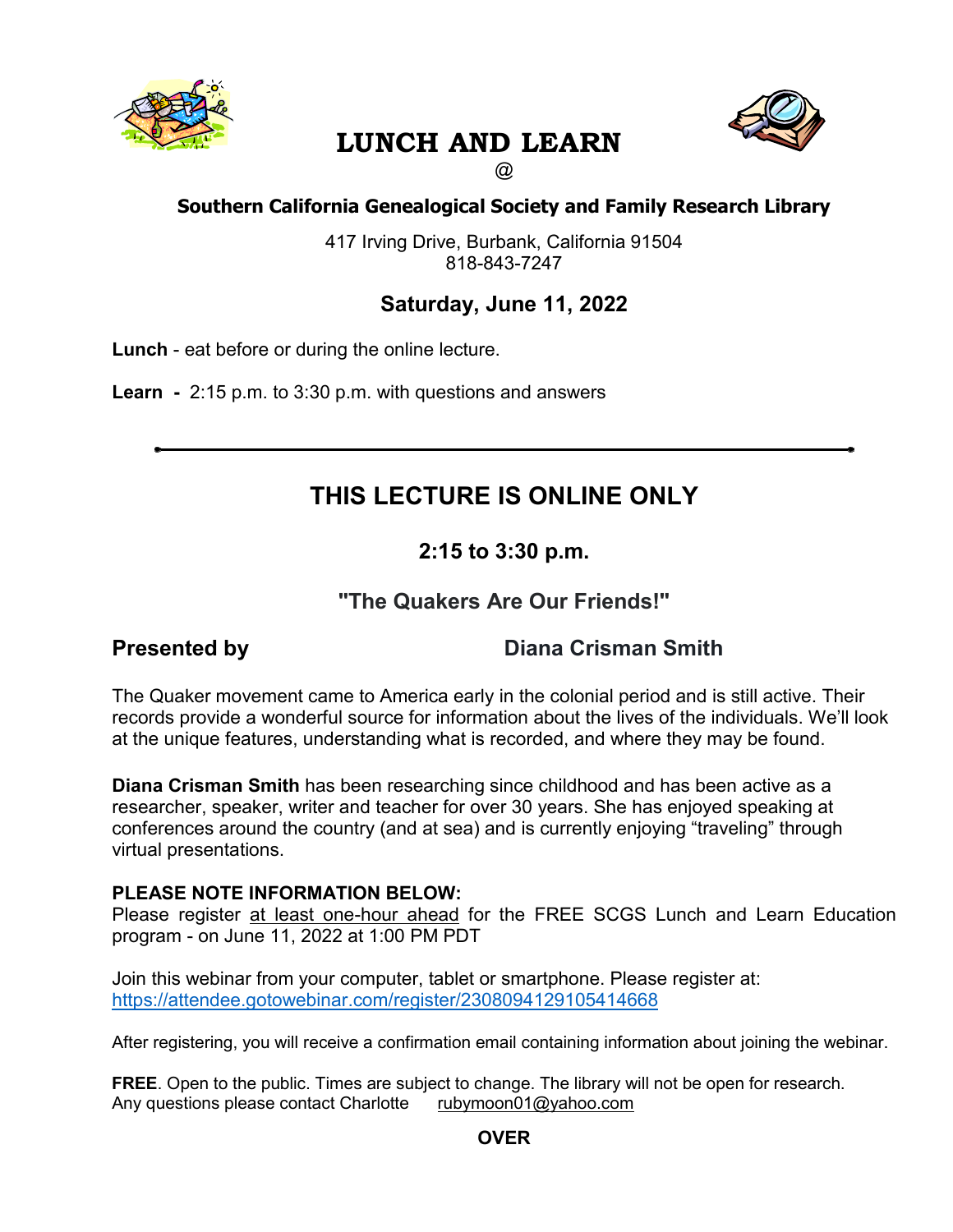# LUNCH AND LEARN

@

### Southern California Genealogical Society and Family Research Library

417 Irving Drive, Burbank, California 91504
818-843-7247

### Saturday, June 11, 2022

**Lunch** - eat before or during the online lecture.

**Learn -** 2:15 p.m. to 3:30 p.m. with questions and answers

---

## THIS LECTURE IS ONLINE ONLY

### 2:15 to 3:30 p.m.

### "The Quakers Are Our Friends!"

**Presented by** **Diana Crisman Smith**

The Quaker movement came to America early in the colonial period and is still active. Their records provide a wonderful source for information about the lives of the individuals. We'll look at the unique features, understanding what is recorded, and where they may be found.

**Diana Crisman Smith** has been researching since childhood and has been active as a researcher, speaker, writer and teacher for over 30 years. She has enjoyed speaking at conferences around the country (and at sea) and is currently enjoying "traveling" through virtual presentations.

**PLEASE NOTE INFORMATION BELOW:**
Please register at least one-hour ahead for the FREE SCGS Lunch and Learn Education program - on June 11, 2022 at 1:00 PM PDT

Join this webinar from your computer, tablet or smartphone. Please register at:
https://attendee.gotowebinar.com/register/2308094129105414668

After registering, you will receive a confirmation email containing information about joining the webinar.

**FREE**. Open to the public. Times are subject to change. The library will not be open for research.
Any questions please contact Charlotte rubymoon01@yahoo.com

**OVER**